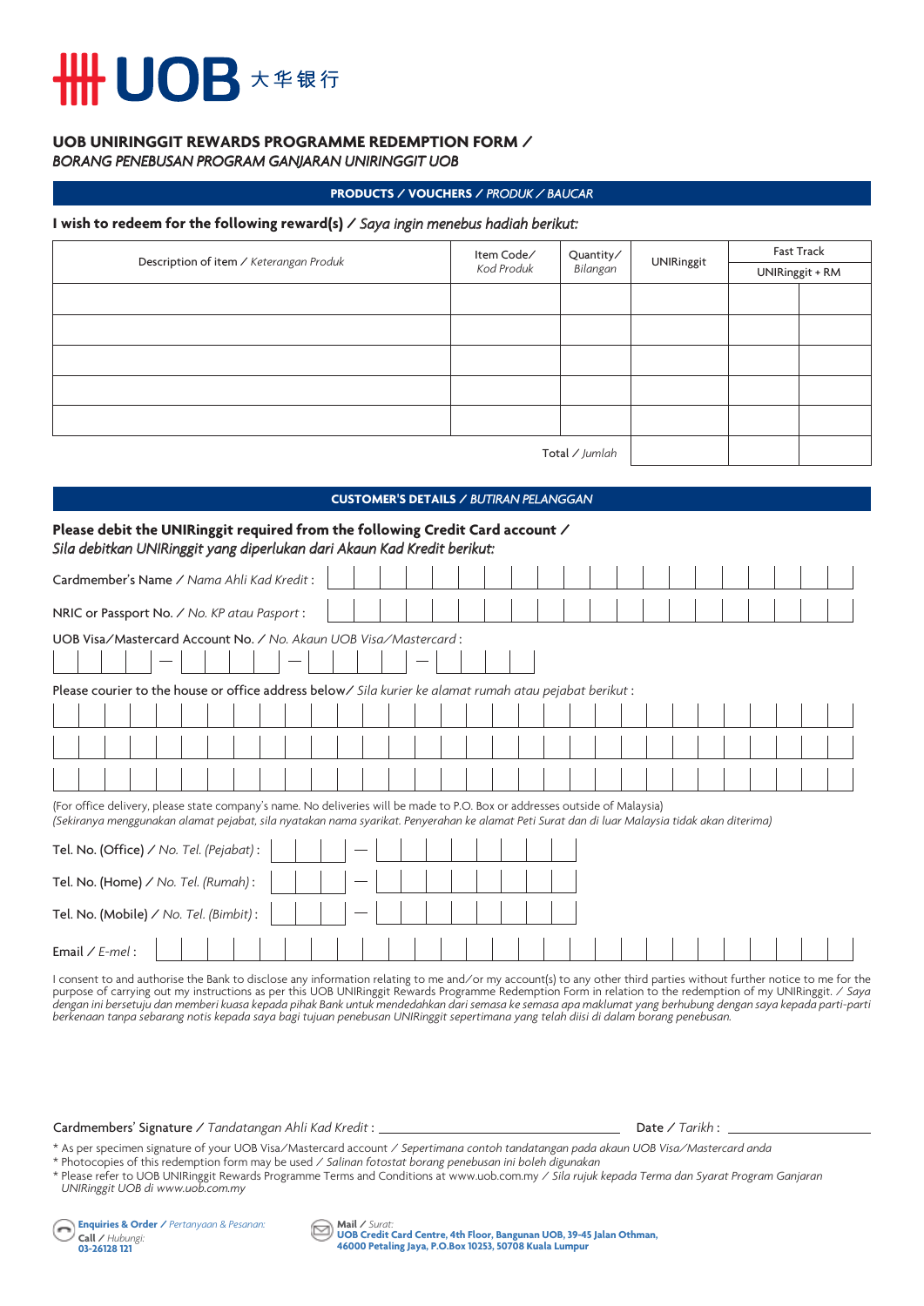UOB 大华银行

# UOB UNIRINGGIT REWARDS PROGRAMME REDEMPTION FORM / *BORANG PENEBUSAN PROGRAM GANJARAN UNIRINGGIT UOB*

## PRODUCTS / VOUCHERS / *PRODUK / BAUCAR*

**I wish to redeem for the following reward(s) /** ***Saya ingin menebus hadiah berikut:***

| Description of item / *Keterangan Produk* | Item Code/ *Kod Produk* | Quantity/ *Bilangan* | UNIRinggit | Fast Track | |
|---|---|---|---|---|---|
| | | | | UNIRinggit + RM | |
| | | | | | |
| | | | | | |
| | | | | | |
| | | | | | |
| | | | | | |
| | | Total / *Jumlah* | | | |

## CUSTOMER'S DETAILS / *BUTIRAN PELANGGAN*

**Please debit the UNIRinggit required from the following Credit Card account /** ***Sila debitkan UNIRinggit yang diperlukan dari Akaun Kad Kredit berikut:***

Cardmember's Name / *Nama Ahli Kad Kredit* :

NRIC or Passport No. / *No. KP atau Paspot* :

UOB Visa/Mastercard Account No. / *No. Akaun UOB Visa/Mastercard* :

Please courier to the house or office address below/ *Sila kurier ke alamat rumah atau pejabat berikut* :

(For office delivery, please state company's name. No deliveries will be made to P.O. Box or addresses outside of Malaysia)
*(Sekiranya menggunakan alamat pejabat, sila nyatakan nama syarikat. Penyerahan ke alamat Peti Surat dan di luar Malaysia tidak akan diterima)*

Tel. No. (Office) / *No. Tel. (Pejabat)* :

Tel. No. (Home) / *No. Tel. (Rumah)* :

Tel. No. (Mobile) / *No. Tel. (Bimbit)* :

Email / *E-mel* :

I consent to and authorise the Bank to disclose any information relating to me and/or my account(s) to any other third parties without further notice to me for the purpose of carrying out my instructions as per this UOB UNIRinggit Rewards Programme Redemption Form in relation to the redemption of my UNIRinggit. / *Saya dengan ini bersetuju dan memberi kuasa kepada pihak Bank untuk mendedahkan dari semasa ke semasa apa maklumat yang berhubung dengan saya kepada parti-parti berkenaan tanpa sebarang notis kepada saya bagi tujuan penebusan UNIRinggit sepertimana yang telah diisi di dalam borang penebusan.*

Cardmembers' Signature / *Tandatangan Ahli Kad Kredit* : ____________________ Date / *Tarikh* : ____________________

* As per specimen signature of your UOB Visa/Mastercard account / *Sepertimana contoh tandatangan pada akaun UOB Visa/Mastercard anda*
* Photocopies of this redemption form may be used / *Salinan fotostat borang penebusan ini boleh digunakan*
* Please refer to UOB UNIRinggit Rewards Programme Terms and Conditions at www.uob.com.my / *Sila rujuk kepada Terma dan Syarat Program Ganjaran UNIRinggit UOB di www.uob.com.my*

**Enquiries & Order** / *Pertanyaan & Pesanan:*
**Call** / *Hubungi:*
**03-26128 121**

**Mail** / *Surat:*
**UOB Credit Card Centre, 4th Floor, Bangunan UOB, 39-45 Jalan Othman, 46000 Petaling Jaya, P.O.Box 10253, 50708 Kuala Lumpur**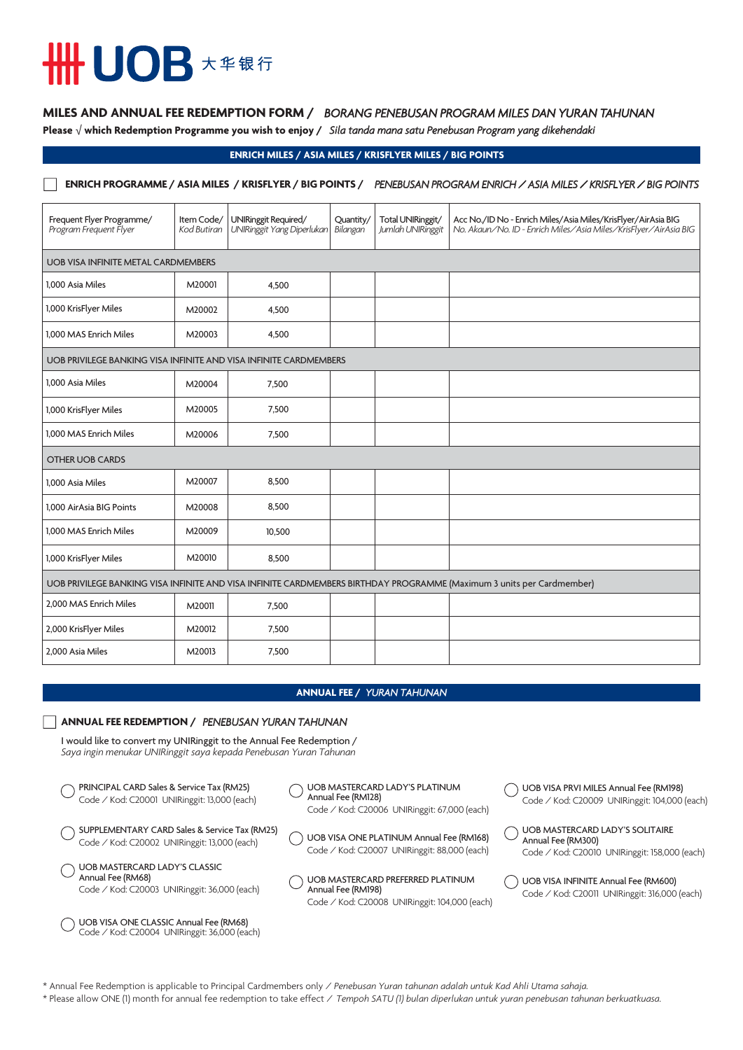# UOB 大华银行

## MILES AND ANNUAL FEE REDEMPTION FORM / *BORANG PENEBUSAN PROGRAM MILES DAN YURAN TAHUNAN*

**Please √ which Redemption Programme you wish to enjoy /** *Sila tanda mana satu Penebusan Program yang dikehendaki*

### ENRICH MILES / ASIA MILES / KRISFLYER MILES / BIG POINTS

☐ **ENRICH PROGRAMME / ASIA MILES / KRISFLYER / BIG POINTS /** *PENEBUSAN PROGRAM ENRICH / ASIA MILES / KRISFLYER / BIG POINTS*

| Frequent Flyer Programme/ *Program Frequent Flyer* | Item Code/ *Kod Butiran* | UNIRinggit Required/ *UNIRinggit Yang Diperlukan* | Quantity/ *Bilangan* | Total UNIRinggit/ *Jumlah UNIRinggit* | Acc No./ID No - Enrich Miles/Asia Miles/KrisFlyer/AirAsia BIG *No. Akaun/No. ID - Enrich Miles/Asia Miles/KrisFlyer/AirAsia BIG* |
|---|---|---|---|---|---|
| UOB VISA INFINITE METAL CARDMEMBERS | | | | | |
| 1,000 Asia Miles | M20001 | 4,500 | | | |
| 1,000 KrisFlyer Miles | M20002 | 4,500 | | | |
| 1,000 MAS Enrich Miles | M20003 | 4,500 | | | |
| UOB PRIVILEGE BANKING VISA INFINITE AND VISA INFINITE CARDMEMBERS | | | | | |
| 1,000 Asia Miles | M20004 | 7,500 | | | |
| 1,000 KrisFlyer Miles | M20005 | 7,500 | | | |
| 1,000 MAS Enrich Miles | M20006 | 7,500 | | | |
| OTHER UOB CARDS | | | | | |
| 1,000 Asia Miles | M20007 | 8,500 | | | |
| 1,000 AirAsia BIG Points | M20008 | 8,500 | | | |
| 1,000 MAS Enrich Miles | M20009 | 10,500 | | | |
| 1,000 KrisFlyer Miles | M20010 | 8,500 | | | |
| UOB PRIVILEGE BANKING VISA INFINITE AND VISA INFINITE CARDMEMBERS BIRTHDAY PROGRAMME (Maximum 3 units per Cardmember) | | | | | |
| 2,000 MAS Enrich Miles | M20011 | 7,500 | | | |
| 2,000 KrisFlyer Miles | M20012 | 7,500 | | | |
| 2,000 Asia Miles | M20013 | 7,500 | | | |

### ANNUAL FEE / *YURAN TAHUNAN*

☐ **ANNUAL FEE REDEMPTION /** *PENEBUSAN YURAN TAHUNAN*

I would like to convert my UNIRinggit to the Annual Fee Redemption /
*Saya ingin menukar UNIRinggit saya kepada Penebusan Yuran Tahunan*

- ◯ PRINCIPAL CARD Sales & Service Tax (RM25)
  Code / Kod: C20001 UNIRinggit: 13,000 (each)
- ◯ SUPPLEMENTARY CARD Sales & Service Tax (RM25)
  Code / Kod: C20002 UNIRinggit: 13,000 (each)
- ◯ UOB MASTERCARD LADY'S CLASSIC Annual Fee (RM68)
  Code / Kod: C20003 UNIRinggit: 36,000 (each)
- ◯ UOB VISA ONE CLASSIC Annual Fee (RM68)
  Code / Kod: C20004 UNIRinggit: 36,000 (each)
- ◯ UOB MASTERCARD LADY'S PLATINUM Annual Fee (RM128)
  Code / Kod: C20006 UNIRinggit: 67,000 (each)
- ◯ UOB VISA ONE PLATINUM Annual Fee (RM168)
  Code / Kod: C20007 UNIRinggit: 88,000 (each)
- ◯ UOB MASTERCARD PREFERRED PLATINUM Annual Fee (RM198)
  Code / Kod: C20008 UNIRinggit: 104,000 (each)
- ◯ UOB VISA PRVI MILES Annual Fee (RM198)
  Code / Kod: C20009 UNIRinggit: 104,000 (each)
- ◯ UOB MASTERCARD LADY'S SOLITAIRE Annual Fee (RM300)
  Code / Kod: C20010 UNIRinggit: 158,000 (each)
- ◯ UOB VISA INFINITE Annual Fee (RM600)
  Code / Kod: C20011 UNIRinggit: 316,000 (each)

\* Annual Fee Redemption is applicable to Principal Cardmembers only / *Penebusan Yuran tahunan adalah untuk Kad Ahli Utama sahaja.*
\* Please allow ONE (1) month for annual fee redemption to take effect / *Tempoh SATU (1) bulan diperlukan untuk yuran penebusan tahunan berkuatkuasa.*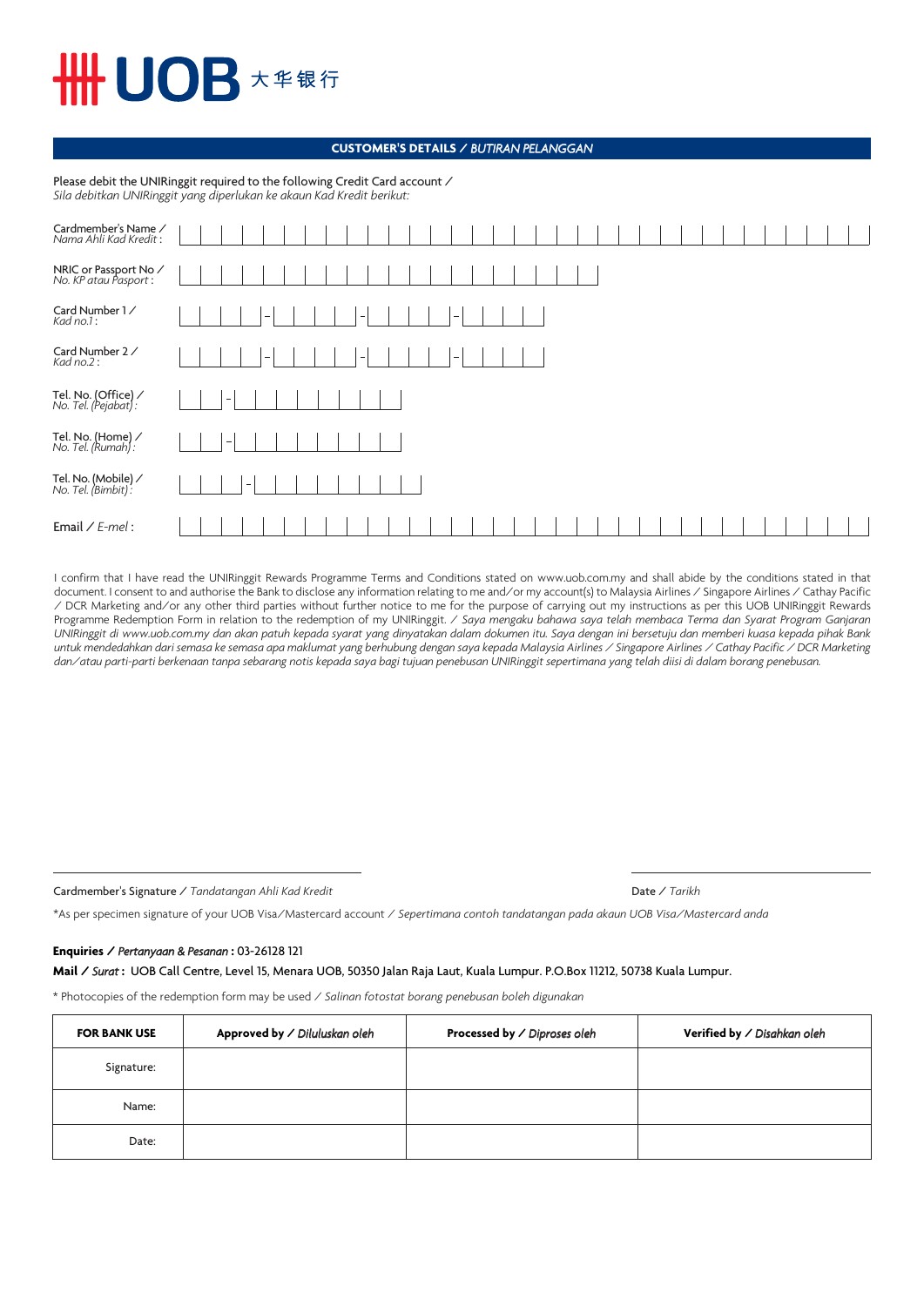UOB 大华银行

## CUSTOMER'S DETAILS / *BUTIRAN PELANGGAN*

Please debit the UNIRinggit required to the following Credit Card account /
*Sila debitkan UNIRinggit yang diperlukan ke akaun Kad Kredit berikut:*

Cardmember's Name / *Nama Ahli Kad Kredit* :

NRIC or Passport No / *No. KP atau Pasport* :

Card Number 1 / *Kad no.1* : ____ - ____ - ____ - ____

Card Number 2 / *Kad no.2* : ____ - ____ - ____ - ____

Tel. No. (Office) / *No. Tel. (Pejabat)* : ___ - ________

Tel. No. (Home) / *No. Tel. (Rumah)* : ___ - ________

Tel. No. (Mobile) / *No. Tel. (Bimbit)* : ___ - ________

Email / *E-mel* :

I confirm that I have read the UNIRinggit Rewards Programme Terms and Conditions stated on www.uob.com.my and shall abide by the conditions stated in that document. I consent to and authorise the Bank to disclose any information relating to me and/or my account(s) to Malaysia Airlines / Singapore Airlines / Cathay Pacific / DCR Marketing and/or any other third parties without further notice to me for the purpose of carrying out my instructions as per this UOB UNIRinggit Rewards Programme Redemption Form in relation to the redemption of my UNIRinggit. / *Saya mengaku bahawa saya telah membaca Terma dan Syarat Program Ganjaran UNIRinggit di www.uob.com.my dan akan patuh kepada syarat yang dinyatakan dalam dokumen itu. Saya dengan ini bersetuju dan memberi kuasa kepada pihak Bank untuk mendedahkan dari semasa ke semasa apa maklumat yang berhubung dengan saya kepada Malaysia Airlines / Singapore Airlines / Cathay Pacific / DCR Marketing dan/atau parti-parti berkenaan tanpa sebarang notis kepada saya bagi tujuan penebusan UNIRinggit sepertimana yang telah diisi di dalam borang penebusan.*

Cardmember's Signature / *Tandatangan Ahli Kad Kredit* &nbsp;&nbsp;&nbsp;&nbsp; Date / *Tarikh*

*As per specimen signature of your UOB Visa/Mastercard account / *Sepertimana contoh tandatangan pada akaun UOB Visa/Mastercard anda*

**Enquiries /** ***Pertanyaan & Pesanan*** **:** 03-26128 121

**Mail /** ***Surat*** **: UOB Call Centre, Level 15, Menara UOB, 50350 Jalan Raja Laut, Kuala Lumpur. P.O.Box 11212, 50738 Kuala Lumpur.**

* Photocopies of the redemption form may be used / *Salinan fotostat borang penebusan boleh digunakan*

| FOR BANK USE | Approved by / *Diluluskan oleh* | Processed by / *Diproses oleh* | Verified by / *Disahkan oleh* |
|---|---|---|---|
| Signature: | | | |
| Name: | | | |
| Date: | | | |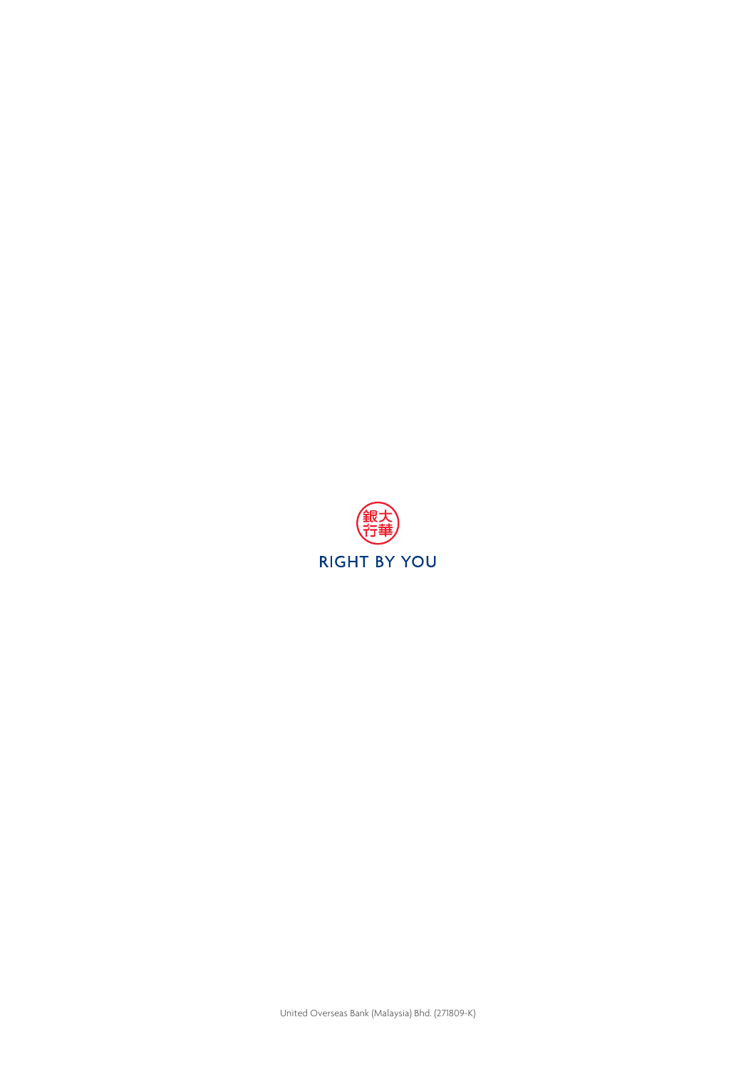大華銀行

RIGHT BY YOU

United Overseas Bank (Malaysia) Bhd. (271809-K)